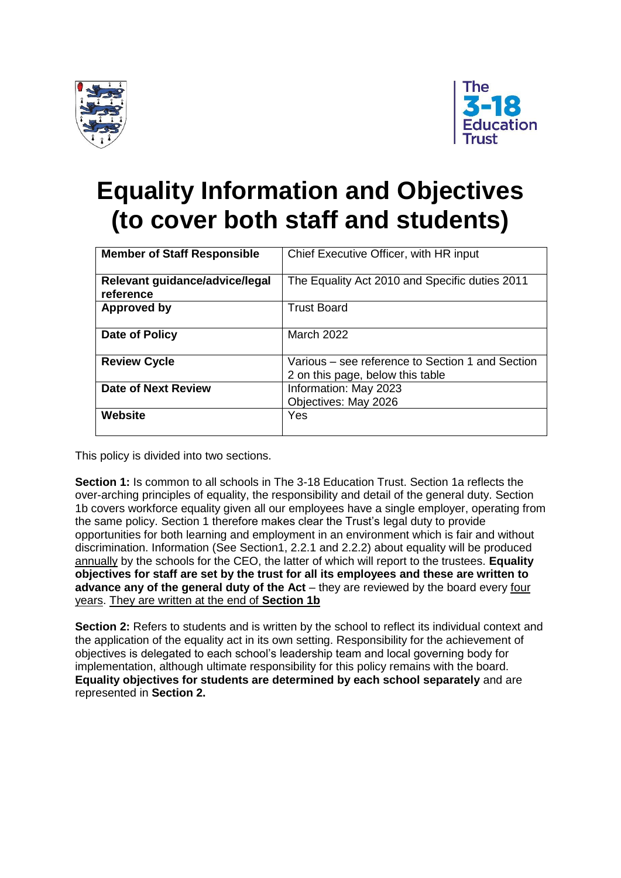# Equality Information and Objectives (to cover both staff and students)

| Member of Staff Responsible | Chief Executive Officer, with HR input |
|---|---|
| **Relevant guidance/advice/legal reference** | The Equality Act 2010 and Specific duties 2011 |
| **Approved by** | Trust Board |
| **Date of Policy** | March 2022 |
| **Review Cycle** | Various – see reference to Section 1 and Section 2 on this page, below this table |
| **Date of Next Review** | Information: May 2023<br>Objectives: May 2026 |
| **Website** | Yes |

This policy is divided into two sections.

**Section 1:** Is common to all schools in The 3-18 Education Trust. Section 1a reflects the over-arching principles of equality, the responsibility and detail of the general duty. Section 1b covers workforce equality given all our employees have a single employer, operating from the same policy. Section 1 therefore makes clear the Trust's legal duty to provide opportunities for both learning and employment in an environment which is fair and without discrimination. Information (See Section1, 2.2.1 and 2.2.2) about equality will be produced annually by the schools for the CEO, the latter of which will report to the trustees. **Equality objectives for staff are set by the trust for all its employees and these are written to advance any of the general duty of the Act** – they are reviewed by the board every four years. They are written at the end of **Section 1b**

**Section 2:** Refers to students and is written by the school to reflect its individual context and the application of the equality act in its own setting. Responsibility for the achievement of objectives is delegated to each school's leadership team and local governing body for implementation, although ultimate responsibility for this policy remains with the board. **Equality objectives for students are determined by each school separately** and are represented in **Section 2.**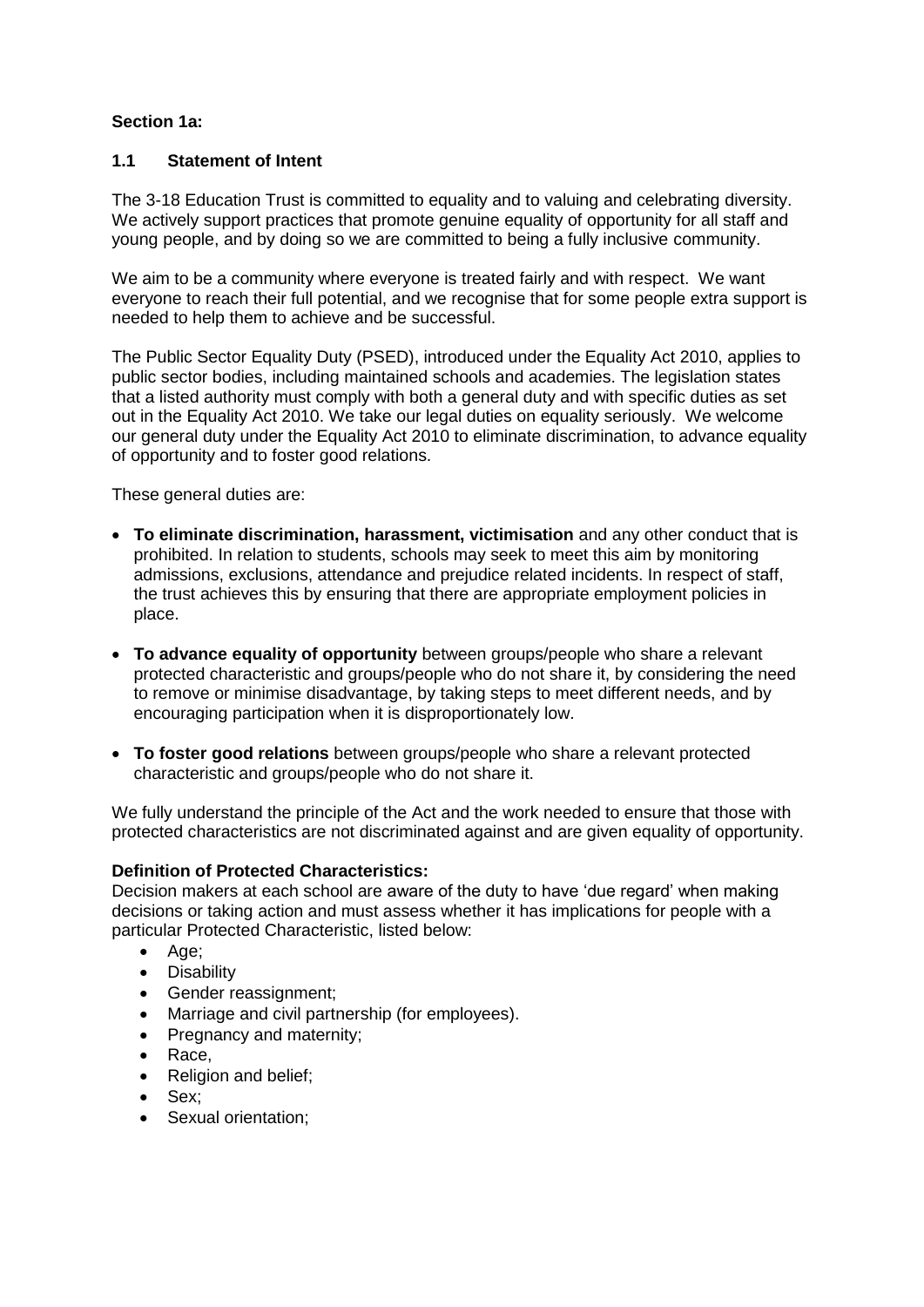**Section 1a:**

## 1.1 Statement of Intent

The 3-18 Education Trust is committed to equality and to valuing and celebrating diversity. We actively support practices that promote genuine equality of opportunity for all staff and young people, and by doing so we are committed to being a fully inclusive community.

We aim to be a community where everyone is treated fairly and with respect. We want everyone to reach their full potential, and we recognise that for some people extra support is needed to help them to achieve and be successful.

The Public Sector Equality Duty (PSED), introduced under the Equality Act 2010, applies to public sector bodies, including maintained schools and academies. The legislation states that a listed authority must comply with both a general duty and with specific duties as set out in the Equality Act 2010. We take our legal duties on equality seriously. We welcome our general duty under the Equality Act 2010 to eliminate discrimination, to advance equality of opportunity and to foster good relations.

These general duties are:

- **To eliminate discrimination, harassment, victimisation** and any other conduct that is prohibited. In relation to students, schools may seek to meet this aim by monitoring admissions, exclusions, attendance and prejudice related incidents. In respect of staff, the trust achieves this by ensuring that there are appropriate employment policies in place.
- **To advance equality of opportunity** between groups/people who share a relevant protected characteristic and groups/people who do not share it, by considering the need to remove or minimise disadvantage, by taking steps to meet different needs, and by encouraging participation when it is disproportionately low.
- **To foster good relations** between groups/people who share a relevant protected characteristic and groups/people who do not share it.

We fully understand the principle of the Act and the work needed to ensure that those with protected characteristics are not discriminated against and are given equality of opportunity.

**Definition of Protected Characteristics:**
Decision makers at each school are aware of the duty to have 'due regard' when making decisions or taking action and must assess whether it has implications for people with a particular Protected Characteristic, listed below:

- Age;
- Disability
- Gender reassignment;
- Marriage and civil partnership (for employees).
- Pregnancy and maternity;
- Race,
- Religion and belief;
- Sex;
- Sexual orientation;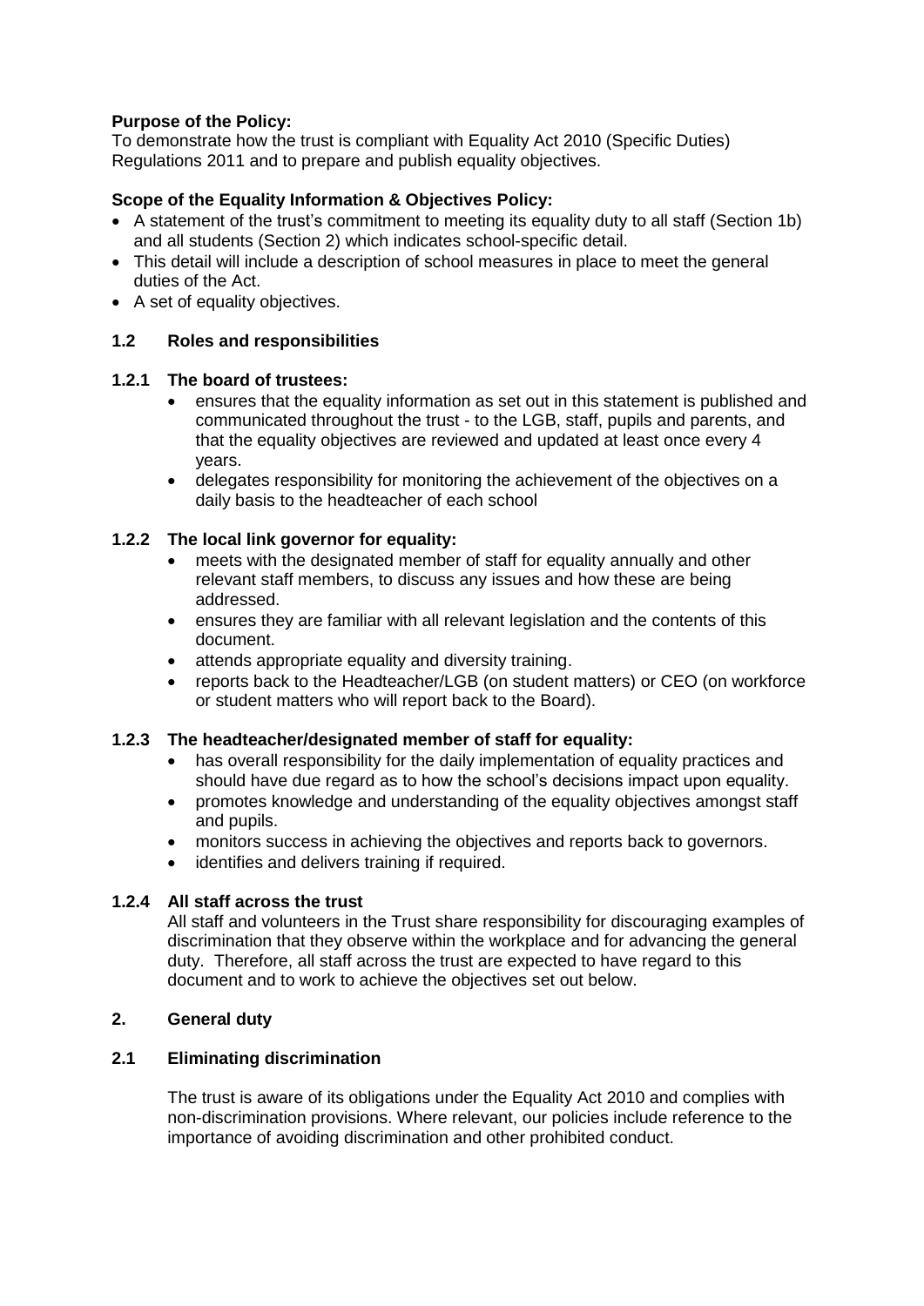**Purpose of the Policy:**
To demonstrate how the trust is compliant with Equality Act 2010 (Specific Duties) Regulations 2011 and to prepare and publish equality objectives.

**Scope of the Equality Information & Objectives Policy:**

- A statement of the trust's commitment to meeting its equality duty to all staff (Section 1b) and all students (Section 2) which indicates school-specific detail.
- This detail will include a description of school measures in place to meet the general duties of the Act.
- A set of equality objectives.

### 1.2 Roles and responsibilities

#### 1.2.1 The board of trustees:

- ensures that the equality information as set out in this statement is published and communicated throughout the trust - to the LGB, staff, pupils and parents, and that the equality objectives are reviewed and updated at least once every 4 years.
- delegates responsibility for monitoring the achievement of the objectives on a daily basis to the headteacher of each school

#### 1.2.2 The local link governor for equality:

- meets with the designated member of staff for equality annually and other relevant staff members, to discuss any issues and how these are being addressed.
- ensures they are familiar with all relevant legislation and the contents of this document.
- attends appropriate equality and diversity training.
- reports back to the Headteacher/LGB (on student matters) or CEO (on workforce or student matters who will report back to the Board).

#### 1.2.3 The headteacher/designated member of staff for equality:

- has overall responsibility for the daily implementation of equality practices and should have due regard as to how the school's decisions impact upon equality.
- promotes knowledge and understanding of the equality objectives amongst staff and pupils.
- monitors success in achieving the objectives and reports back to governors.
- identifies and delivers training if required.

#### 1.2.4 All staff across the trust

All staff and volunteers in the Trust share responsibility for discouraging examples of discrimination that they observe within the workplace and for advancing the general duty. Therefore, all staff across the trust are expected to have regard to this document and to work to achieve the objectives set out below.

## 2. General duty

### 2.1 Eliminating discrimination

The trust is aware of its obligations under the Equality Act 2010 and complies with non-discrimination provisions. Where relevant, our policies include reference to the importance of avoiding discrimination and other prohibited conduct.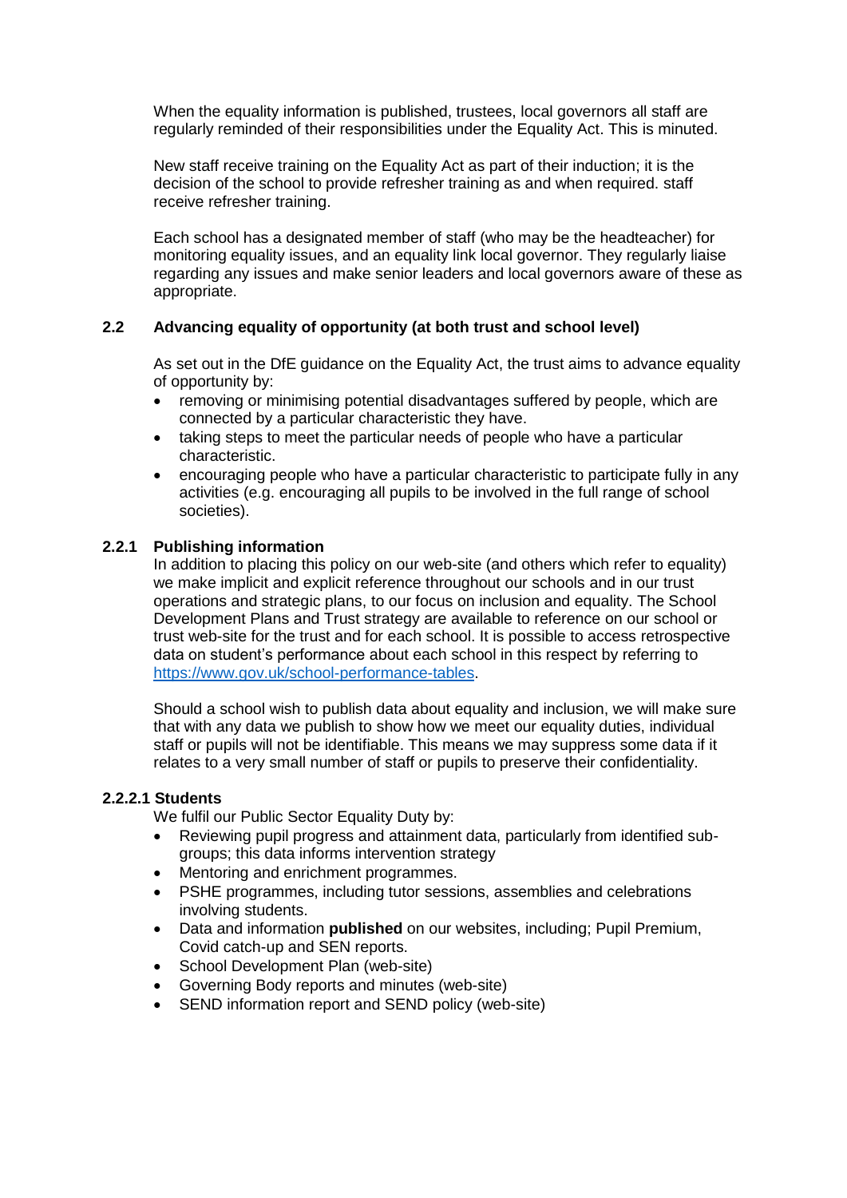When the equality information is published, trustees, local governors all staff are regularly reminded of their responsibilities under the Equality Act. This is minuted.

New staff receive training on the Equality Act as part of their induction; it is the decision of the school to provide refresher training as and when required. staff receive refresher training.

Each school has a designated member of staff (who may be the headteacher) for monitoring equality issues, and an equality link local governor. They regularly liaise regarding any issues and make senior leaders and local governors aware of these as appropriate.

### 2.2 Advancing equality of opportunity (at both trust and school level)

As set out in the DfE guidance on the Equality Act, the trust aims to advance equality of opportunity by:

- removing or minimising potential disadvantages suffered by people, which are connected by a particular characteristic they have.
- taking steps to meet the particular needs of people who have a particular characteristic.
- encouraging people who have a particular characteristic to participate fully in any activities (e.g. encouraging all pupils to be involved in the full range of school societies).

#### 2.2.1 Publishing information

In addition to placing this policy on our web-site (and others which refer to equality) we make implicit and explicit reference throughout our schools and in our trust operations and strategic plans, to our focus on inclusion and equality. The School Development Plans and Trust strategy are available to reference on our school or trust web-site for the trust and for each school. It is possible to access retrospective data on student's performance about each school in this respect by referring to [https://www.gov.uk/school-performance-tables](https://www.gov.uk/school-performance-tables).

Should a school wish to publish data about equality and inclusion, we will make sure that with any data we publish to show how we meet our equality duties, individual staff or pupils will not be identifiable. This means we may suppress some data if it relates to a very small number of staff or pupils to preserve their confidentiality.

##### 2.2.2.1 Students

We fulfil our Public Sector Equality Duty by:

- Reviewing pupil progress and attainment data, particularly from identified sub-groups; this data informs intervention strategy
- Mentoring and enrichment programmes.
- PSHE programmes, including tutor sessions, assemblies and celebrations involving students.
- Data and information **published** on our websites, including; Pupil Premium, Covid catch-up and SEN reports.
- School Development Plan (web-site)
- Governing Body reports and minutes (web-site)
- SEND information report and SEND policy (web-site)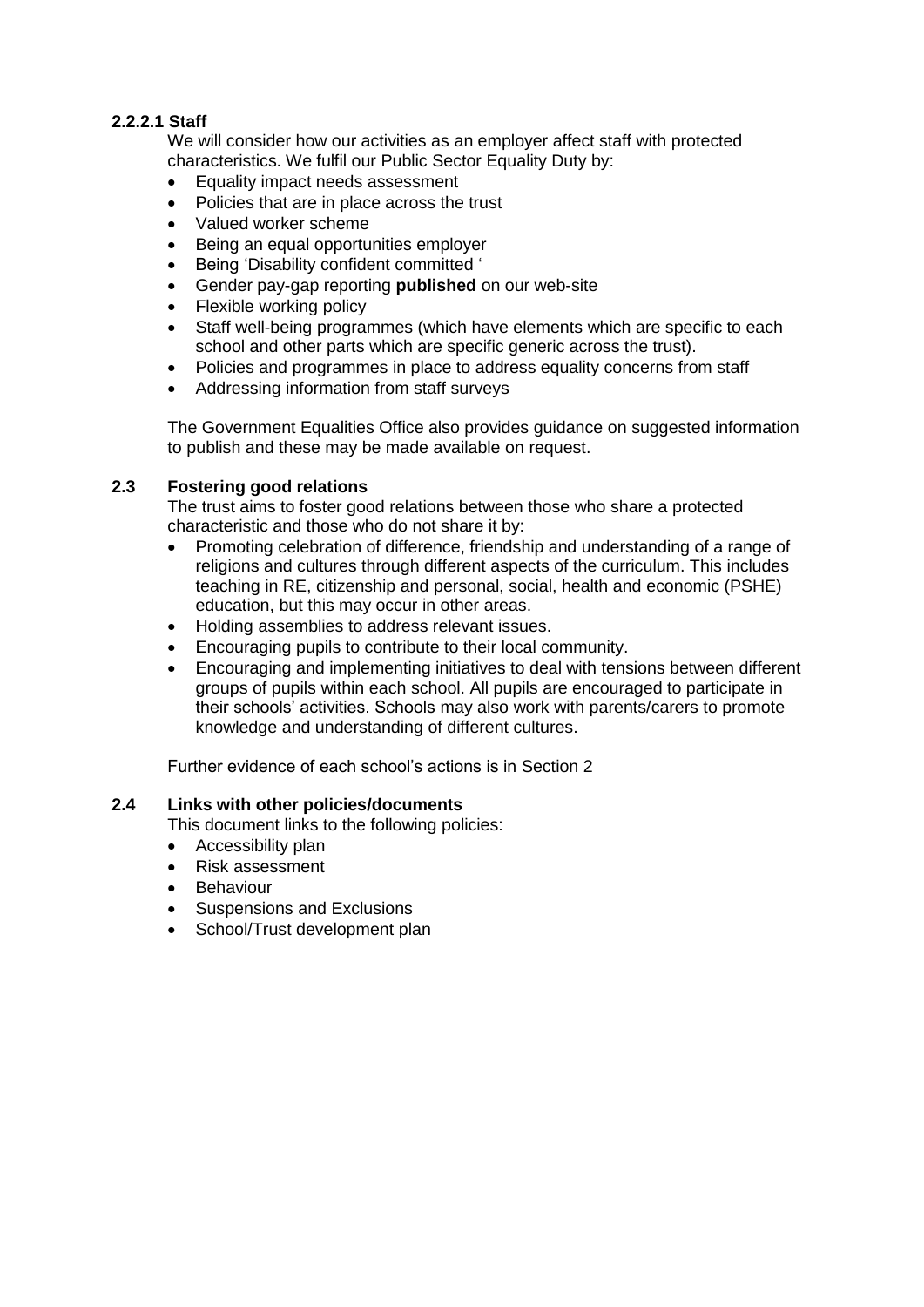#### 2.2.2.1 Staff

We will consider how our activities as an employer affect staff with protected characteristics. We fulfil our Public Sector Equality Duty by:

- Equality impact needs assessment
- Policies that are in place across the trust
- Valued worker scheme
- Being an equal opportunities employer
- Being 'Disability confident committed '
- Gender pay-gap reporting **published** on our web-site
- Flexible working policy
- Staff well-being programmes (which have elements which are specific to each school and other parts which are specific generic across the trust).
- Policies and programmes in place to address equality concerns from staff
- Addressing information from staff surveys

The Government Equalities Office also provides guidance on suggested information to publish and these may be made available on request.

### 2.3 Fostering good relations

The trust aims to foster good relations between those who share a protected characteristic and those who do not share it by:

- Promoting celebration of difference, friendship and understanding of a range of religions and cultures through different aspects of the curriculum. This includes teaching in RE, citizenship and personal, social, health and economic (PSHE) education, but this may occur in other areas.
- Holding assemblies to address relevant issues.
- Encouraging pupils to contribute to their local community.
- Encouraging and implementing initiatives to deal with tensions between different groups of pupils within each school. All pupils are encouraged to participate in their schools' activities. Schools may also work with parents/carers to promote knowledge and understanding of different cultures.

Further evidence of each school's actions is in Section 2

### 2.4 Links with other policies/documents

This document links to the following policies:

- Accessibility plan
- Risk assessment
- Behaviour
- Suspensions and Exclusions
- School/Trust development plan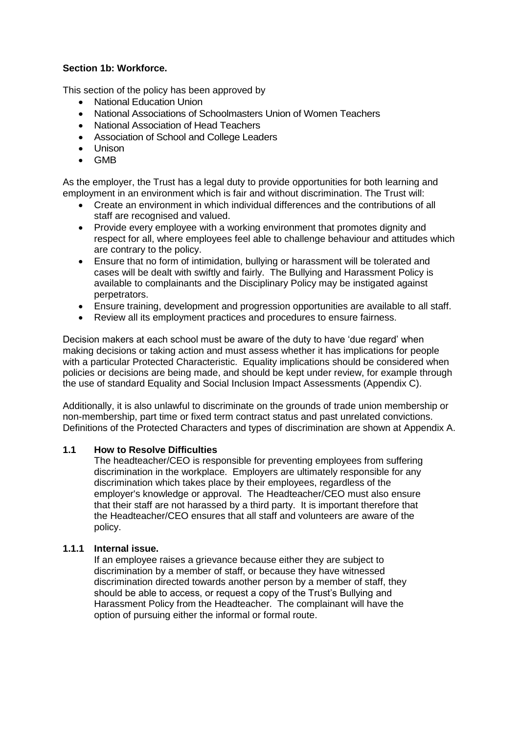**Section 1b: Workforce.**

This section of the policy has been approved by

- National Education Union
- National Associations of Schoolmasters Union of Women Teachers
- National Association of Head Teachers
- Association of School and College Leaders
- Unison
- GMB

As the employer, the Trust has a legal duty to provide opportunities for both learning and employment in an environment which is fair and without discrimination. The Trust will:

- Create an environment in which individual differences and the contributions of all staff are recognised and valued.
- Provide every employee with a working environment that promotes dignity and respect for all, where employees feel able to challenge behaviour and attitudes which are contrary to the policy.
- Ensure that no form of intimidation, bullying or harassment will be tolerated and cases will be dealt with swiftly and fairly. The Bullying and Harassment Policy is available to complainants and the Disciplinary Policy may be instigated against perpetrators.
- Ensure training, development and progression opportunities are available to all staff.
- Review all its employment practices and procedures to ensure fairness.

Decision makers at each school must be aware of the duty to have 'due regard' when making decisions or taking action and must assess whether it has implications for people with a particular Protected Characteristic. Equality implications should be considered when policies or decisions are being made, and should be kept under review, for example through the use of standard Equality and Social Inclusion Impact Assessments (Appendix C).

Additionally, it is also unlawful to discriminate on the grounds of trade union membership or non-membership, part time or fixed term contract status and past unrelated convictions. Definitions of the Protected Characters and types of discrimination are shown at Appendix A.

**1.1 How to Resolve Difficulties**

The headteacher/CEO is responsible for preventing employees from suffering discrimination in the workplace. Employers are ultimately responsible for any discrimination which takes place by their employees, regardless of the employer's knowledge or approval. The Headteacher/CEO must also ensure that their staff are not harassed by a third party. It is important therefore that the Headteacher/CEO ensures that all staff and volunteers are aware of the policy.

**1.1.1 Internal issue.**

If an employee raises a grievance because either they are subject to discrimination by a member of staff, or because they have witnessed discrimination directed towards another person by a member of staff, they should be able to access, or request a copy of the Trust's Bullying and Harassment Policy from the Headteacher. The complainant will have the option of pursuing either the informal or formal route.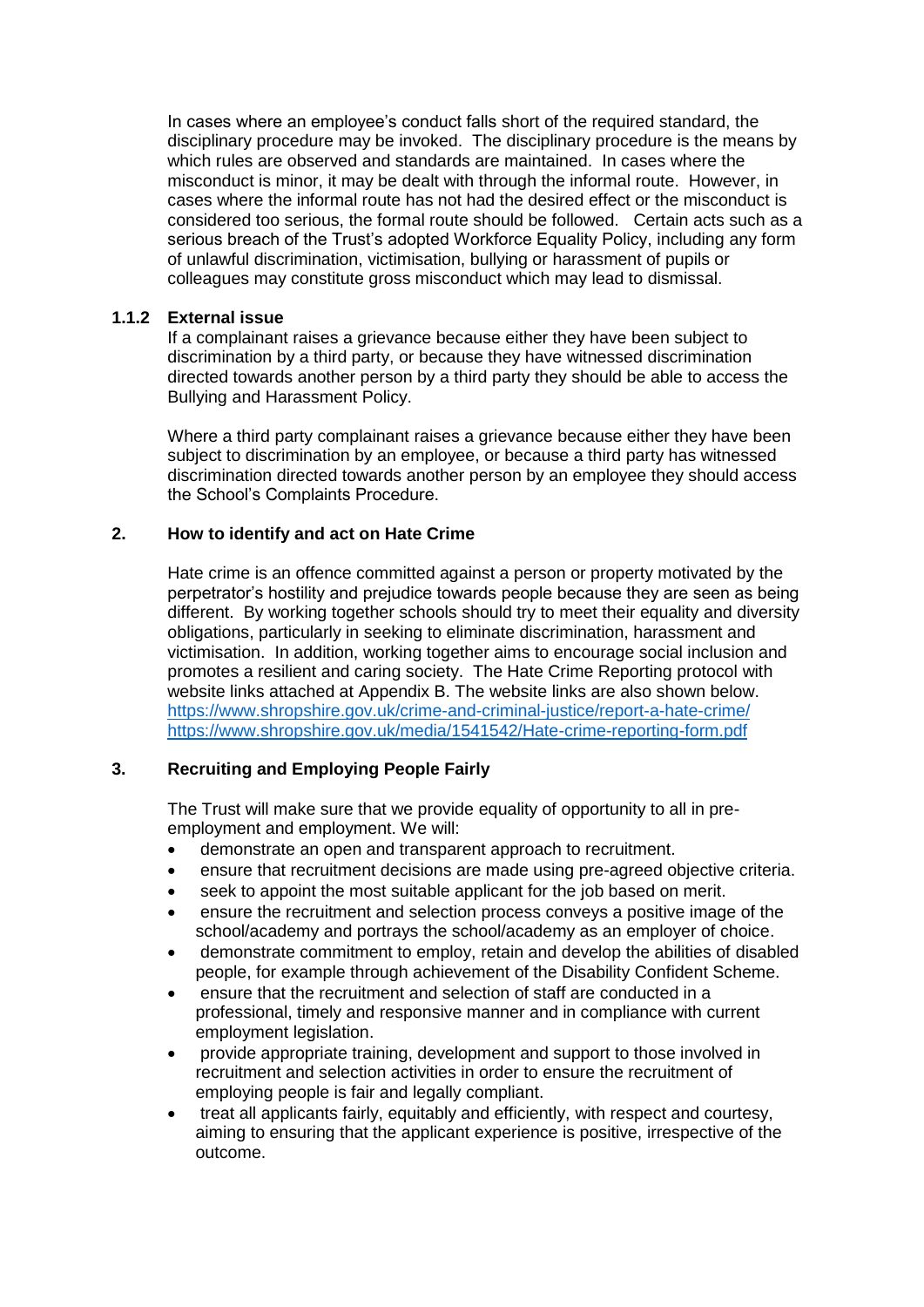In cases where an employee's conduct falls short of the required standard, the disciplinary procedure may be invoked. The disciplinary procedure is the means by which rules are observed and standards are maintained. In cases where the misconduct is minor, it may be dealt with through the informal route. However, in cases where the informal route has not had the desired effect or the misconduct is considered too serious, the formal route should be followed. Certain acts such as a serious breach of the Trust's adopted Workforce Equality Policy, including any form of unlawful discrimination, victimisation, bullying or harassment of pupils or colleagues may constitute gross misconduct which may lead to dismissal.

### 1.1.2 External issue

If a complainant raises a grievance because either they have been subject to discrimination by a third party, or because they have witnessed discrimination directed towards another person by a third party they should be able to access the Bullying and Harassment Policy.

Where a third party complainant raises a grievance because either they have been subject to discrimination by an employee, or because a third party has witnessed discrimination directed towards another person by an employee they should access the School's Complaints Procedure.

## 2. How to identify and act on Hate Crime

Hate crime is an offence committed against a person or property motivated by the perpetrator's hostility and prejudice towards people because they are seen as being different. By working together schools should try to meet their equality and diversity obligations, particularly in seeking to eliminate discrimination, harassment and victimisation. In addition, working together aims to encourage social inclusion and promotes a resilient and caring society. The Hate Crime Reporting protocol with website links attached at Appendix B. The website links are also shown below.
https://www.shropshire.gov.uk/crime-and-criminal-justice/report-a-hate-crime/
https://www.shropshire.gov.uk/media/1541542/Hate-crime-reporting-form.pdf

## 3. Recruiting and Employing People Fairly

The Trust will make sure that we provide equality of opportunity to all in pre-employment and employment. We will:

- demonstrate an open and transparent approach to recruitment.
- ensure that recruitment decisions are made using pre-agreed objective criteria.
- seek to appoint the most suitable applicant for the job based on merit.
- ensure the recruitment and selection process conveys a positive image of the school/academy and portrays the school/academy as an employer of choice.
- demonstrate commitment to employ, retain and develop the abilities of disabled people, for example through achievement of the Disability Confident Scheme.
- ensure that the recruitment and selection of staff are conducted in a professional, timely and responsive manner and in compliance with current employment legislation.
- provide appropriate training, development and support to those involved in recruitment and selection activities in order to ensure the recruitment of employing people is fair and legally compliant.
- treat all applicants fairly, equitably and efficiently, with respect and courtesy, aiming to ensuring that the applicant experience is positive, irrespective of the outcome.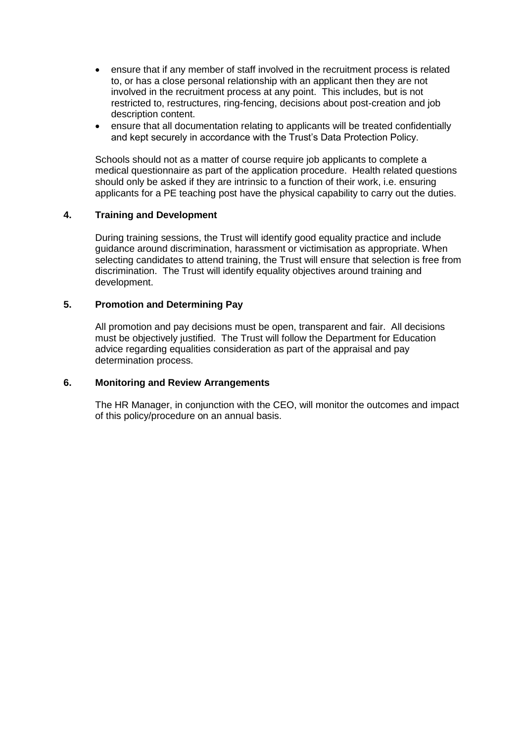- ensure that if any member of staff involved in the recruitment process is related to, or has a close personal relationship with an applicant then they are not involved in the recruitment process at any point. This includes, but is not restricted to, restructures, ring-fencing, decisions about post-creation and job description content.
- ensure that all documentation relating to applicants will be treated confidentially and kept securely in accordance with the Trust's Data Protection Policy.

Schools should not as a matter of course require job applicants to complete a medical questionnaire as part of the application procedure. Health related questions should only be asked if they are intrinsic to a function of their work, i.e. ensuring applicants for a PE teaching post have the physical capability to carry out the duties.

## 4. Training and Development

During training sessions, the Trust will identify good equality practice and include guidance around discrimination, harassment or victimisation as appropriate. When selecting candidates to attend training, the Trust will ensure that selection is free from discrimination. The Trust will identify equality objectives around training and development.

## 5. Promotion and Determining Pay

All promotion and pay decisions must be open, transparent and fair. All decisions must be objectively justified. The Trust will follow the Department for Education advice regarding equalities consideration as part of the appraisal and pay determination process.

## 6. Monitoring and Review Arrangements

The HR Manager, in conjunction with the CEO, will monitor the outcomes and impact of this policy/procedure on an annual basis.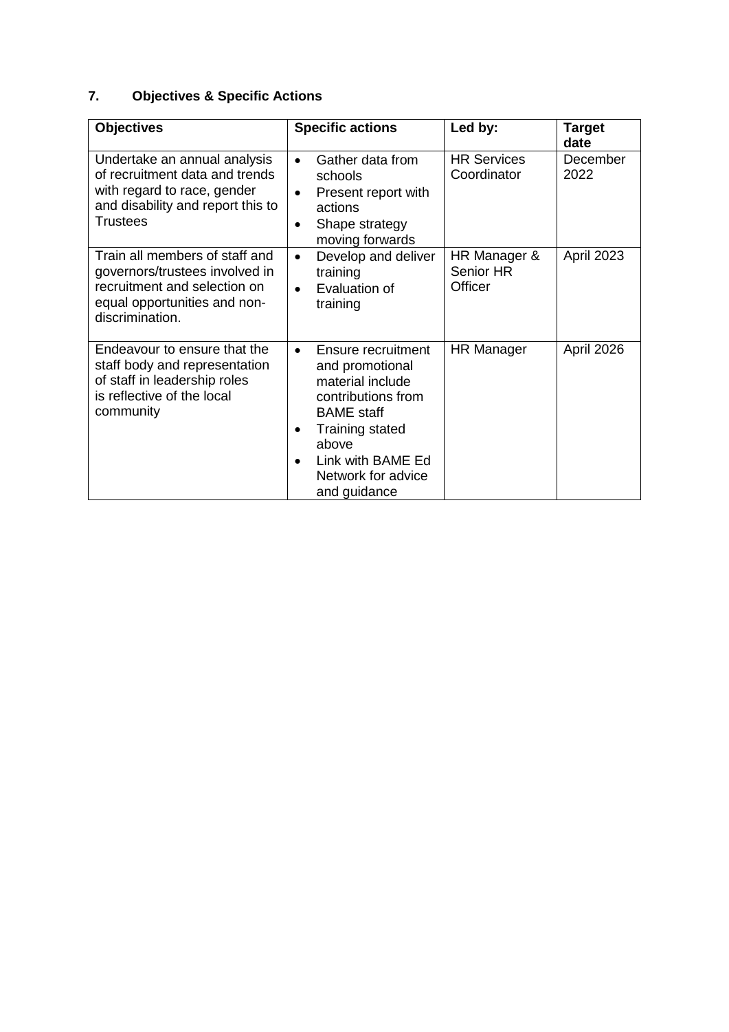## 7. Objectives & Specific Actions

| Objectives | Specific actions | Led by: | Target date |
|---|---|---|---|
| Undertake an annual analysis of recruitment data and trends with regard to race, gender and disability and report this to Trustees | • Gather data from schools<br>• Present report with actions<br>• Shape strategy moving forwards | HR Services Coordinator | December 2022 |
| Train all members of staff and governors/trustees involved in recruitment and selection on equal opportunities and non-discrimination. | • Develop and deliver training<br>• Evaluation of training | HR Manager & Senior HR Officer | April 2023 |
| Endeavour to ensure that the staff body and representation of staff in leadership roles is reflective of the local community | • Ensure recruitment and promotional material include contributions from BAME staff<br>• Training stated above<br>• Link with BAME Ed Network for advice and guidance | HR Manager | April 2026 |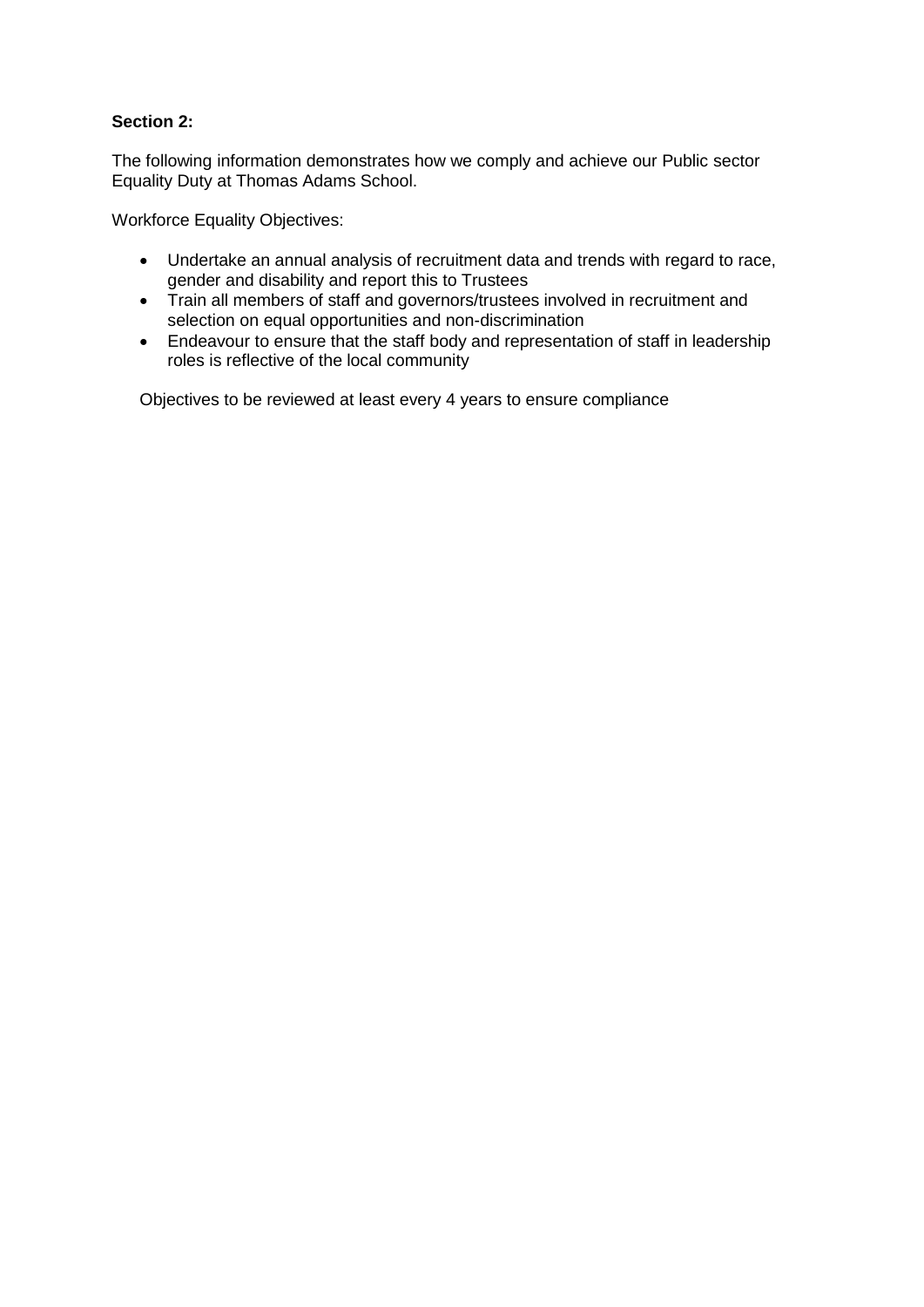**Section 2:**

The following information demonstrates how we comply and achieve our Public sector Equality Duty at Thomas Adams School.

Workforce Equality Objectives:

- Undertake an annual analysis of recruitment data and trends with regard to race, gender and disability and report this to Trustees
- Train all members of staff and governors/trustees involved in recruitment and selection on equal opportunities and non-discrimination
- Endeavour to ensure that the staff body and representation of staff in leadership roles is reflective of the local community

Objectives to be reviewed at least every 4 years to ensure compliance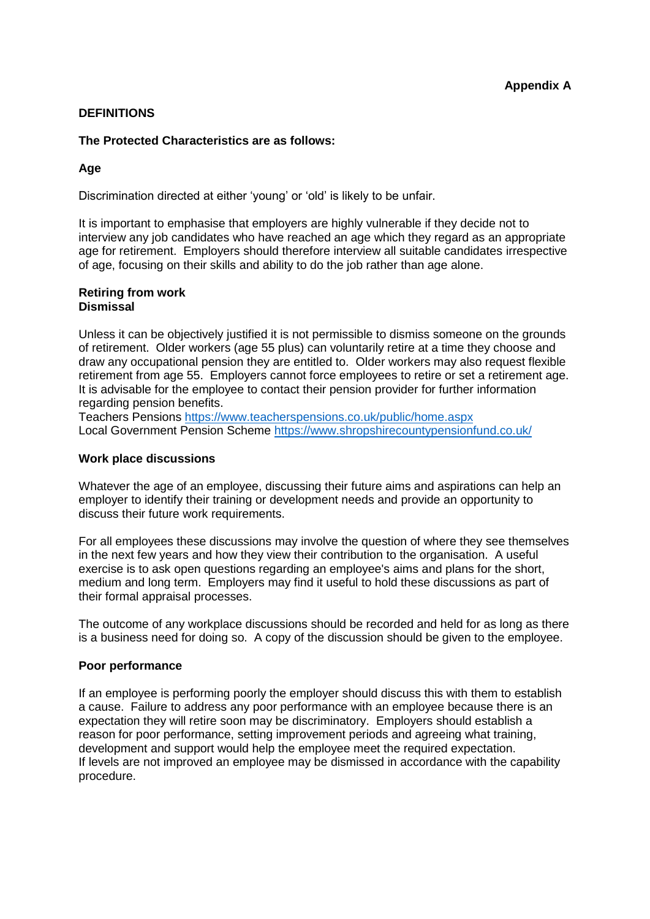**Appendix A**

## DEFINITIONS

### The Protected Characteristics are as follows:

### Age

Discrimination directed at either 'young' or 'old' is likely to be unfair.

It is important to emphasise that employers are highly vulnerable if they decide not to interview any job candidates who have reached an age which they regard as an appropriate age for retirement. Employers should therefore interview all suitable candidates irrespective of age, focusing on their skills and ability to do the job rather than age alone.

**Retiring from work**
**Dismissal**

Unless it can be objectively justified it is not permissible to dismiss someone on the grounds of retirement. Older workers (age 55 plus) can voluntarily retire at a time they choose and draw any occupational pension they are entitled to. Older workers may also request flexible retirement from age 55. Employers cannot force employees to retire or set a retirement age. It is advisable for the employee to contact their pension provider for further information regarding pension benefits.
Teachers Pensions https://www.teacherspensions.co.uk/public/home.aspx
Local Government Pension Scheme https://www.shropshirecountypensionfund.co.uk/

**Work place discussions**

Whatever the age of an employee, discussing their future aims and aspirations can help an employer to identify their training or development needs and provide an opportunity to discuss their future work requirements.

For all employees these discussions may involve the question of where they see themselves in the next few years and how they view their contribution to the organisation. A useful exercise is to ask open questions regarding an employee's aims and plans for the short, medium and long term. Employers may find it useful to hold these discussions as part of their formal appraisal processes.

The outcome of any workplace discussions should be recorded and held for as long as there is a business need for doing so. A copy of the discussion should be given to the employee.

**Poor performance**

If an employee is performing poorly the employer should discuss this with them to establish a cause. Failure to address any poor performance with an employee because there is an expectation they will retire soon may be discriminatory. Employers should establish a reason for poor performance, setting improvement periods and agreeing what training, development and support would help the employee meet the required expectation.
If levels are not improved an employee may be dismissed in accordance with the capability procedure.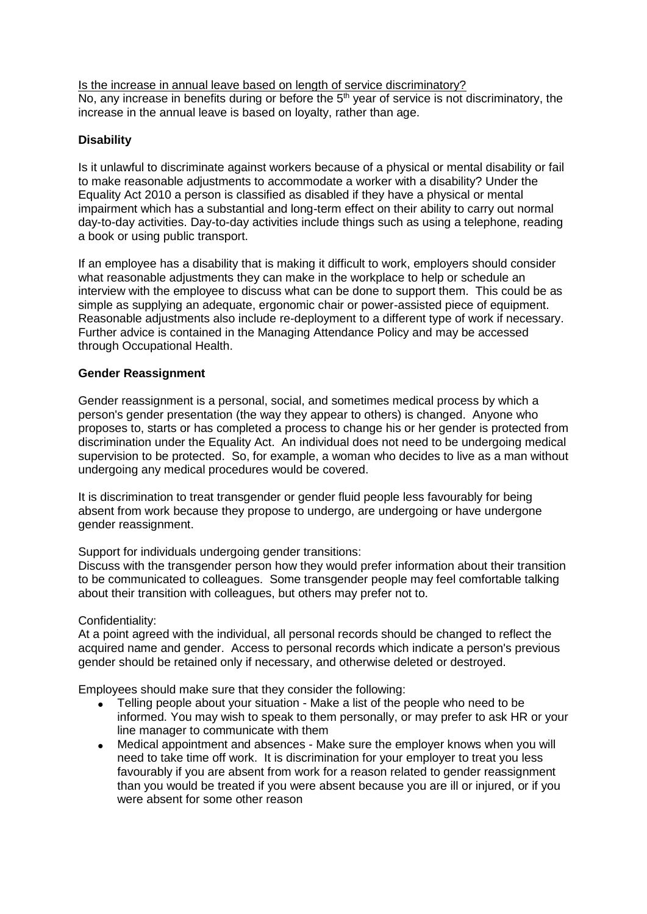Is the increase in annual leave based on length of service discriminatory?

No, any increase in benefits during or before the 5th year of service is not discriminatory, the increase in the annual leave is based on loyalty, rather than age.

**Disability**

Is it unlawful to discriminate against workers because of a physical or mental disability or fail to make reasonable adjustments to accommodate a worker with a disability? Under the Equality Act 2010 a person is classified as disabled if they have a physical or mental impairment which has a substantial and long-term effect on their ability to carry out normal day-to-day activities. Day-to-day activities include things such as using a telephone, reading a book or using public transport.

If an employee has a disability that is making it difficult to work, employers should consider what reasonable adjustments they can make in the workplace to help or schedule an interview with the employee to discuss what can be done to support them. This could be as simple as supplying an adequate, ergonomic chair or power-assisted piece of equipment. Reasonable adjustments also include re-deployment to a different type of work if necessary. Further advice is contained in the Managing Attendance Policy and may be accessed through Occupational Health.

**Gender Reassignment**

Gender reassignment is a personal, social, and sometimes medical process by which a person's gender presentation (the way they appear to others) is changed. Anyone who proposes to, starts or has completed a process to change his or her gender is protected from discrimination under the Equality Act. An individual does not need to be undergoing medical supervision to be protected. So, for example, a woman who decides to live as a man without undergoing any medical procedures would be covered.

It is discrimination to treat transgender or gender fluid people less favourably for being absent from work because they propose to undergo, are undergoing or have undergone gender reassignment.

Support for individuals undergoing gender transitions:

Discuss with the transgender person how they would prefer information about their transition to be communicated to colleagues. Some transgender people may feel comfortable talking about their transition with colleagues, but others may prefer not to.

Confidentiality:

At a point agreed with the individual, all personal records should be changed to reflect the acquired name and gender. Access to personal records which indicate a person's previous gender should be retained only if necessary, and otherwise deleted or destroyed.

Employees should make sure that they consider the following:

- Telling people about your situation - Make a list of the people who need to be informed. You may wish to speak to them personally, or may prefer to ask HR or your line manager to communicate with them
- Medical appointment and absences - Make sure the employer knows when you will need to take time off work. It is discrimination for your employer to treat you less favourably if you are absent from work for a reason related to gender reassignment than you would be treated if you were absent because you are ill or injured, or if you were absent for some other reason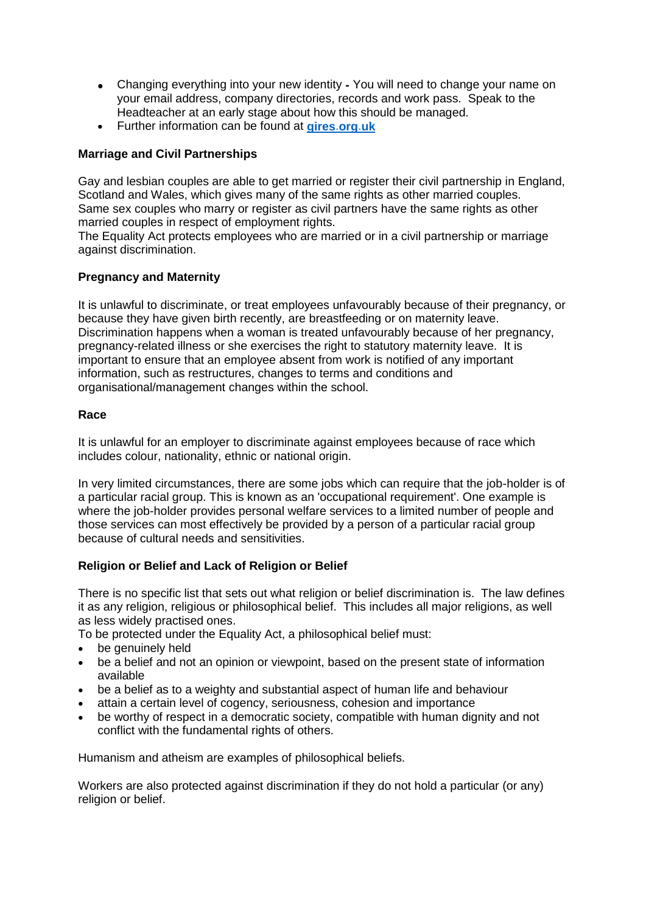- Changing everything into your new identity **-** You will need to change your name on your email address, company directories, records and work pass. Speak to the Headteacher at an early stage about how this should be managed.
- Further information can be found at **gires.org.uk**

**Marriage and Civil Partnerships**

Gay and lesbian couples are able to get married or register their civil partnership in England, Scotland and Wales, which gives many of the same rights as other married couples. Same sex couples who marry or register as civil partners have the same rights as other married couples in respect of employment rights.
The Equality Act protects employees who are married or in a civil partnership or marriage against discrimination.

**Pregnancy and Maternity**

It is unlawful to discriminate, or treat employees unfavourably because of their pregnancy, or because they have given birth recently, are breastfeeding or on maternity leave. Discrimination happens when a woman is treated unfavourably because of her pregnancy, pregnancy-related illness or she exercises the right to statutory maternity leave. It is important to ensure that an employee absent from work is notified of any important information, such as restructures, changes to terms and conditions and organisational/management changes within the school.

**Race**

It is unlawful for an employer to discriminate against employees because of race which includes colour, nationality, ethnic or national origin.

In very limited circumstances, there are some jobs which can require that the job-holder is of a particular racial group. This is known as an 'occupational requirement'. One example is where the job-holder provides personal welfare services to a limited number of people and those services can most effectively be provided by a person of a particular racial group because of cultural needs and sensitivities.

**Religion or Belief and Lack of Religion or Belief**

There is no specific list that sets out what religion or belief discrimination is. The law defines it as any religion, religious or philosophical belief. This includes all major religions, as well as less widely practised ones.
To be protected under the Equality Act, a philosophical belief must:

- be genuinely held
- be a belief and not an opinion or viewpoint, based on the present state of information available
- be a belief as to a weighty and substantial aspect of human life and behaviour
- attain a certain level of cogency, seriousness, cohesion and importance
- be worthy of respect in a democratic society, compatible with human dignity and not conflict with the fundamental rights of others.

Humanism and atheism are examples of philosophical beliefs.

Workers are also protected against discrimination if they do not hold a particular (or any) religion or belief.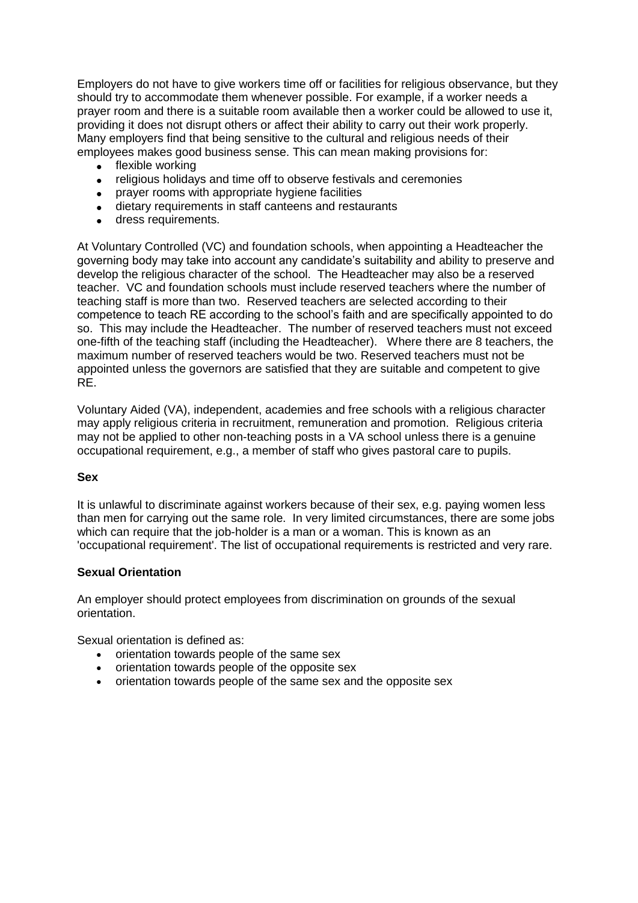Employers do not have to give workers time off or facilities for religious observance, but they should try to accommodate them whenever possible. For example, if a worker needs a prayer room and there is a suitable room available then a worker could be allowed to use it, providing it does not disrupt others or affect their ability to carry out their work properly. Many employers find that being sensitive to the cultural and religious needs of their employees makes good business sense. This can mean making provisions for:

- flexible working
- religious holidays and time off to observe festivals and ceremonies
- prayer rooms with appropriate hygiene facilities
- dietary requirements in staff canteens and restaurants
- dress requirements.

At Voluntary Controlled (VC) and foundation schools, when appointing a Headteacher the governing body may take into account any candidate's suitability and ability to preserve and develop the religious character of the school. The Headteacher may also be a reserved teacher. VC and foundation schools must include reserved teachers where the number of teaching staff is more than two. Reserved teachers are selected according to their competence to teach RE according to the school's faith and are specifically appointed to do so. This may include the Headteacher. The number of reserved teachers must not exceed one-fifth of the teaching staff (including the Headteacher). Where there are 8 teachers, the maximum number of reserved teachers would be two. Reserved teachers must not be appointed unless the governors are satisfied that they are suitable and competent to give RE.

Voluntary Aided (VA), independent, academies and free schools with a religious character may apply religious criteria in recruitment, remuneration and promotion. Religious criteria may not be applied to other non-teaching posts in a VA school unless there is a genuine occupational requirement, e.g., a member of staff who gives pastoral care to pupils.

**Sex**

It is unlawful to discriminate against workers because of their sex, e.g. paying women less than men for carrying out the same role. In very limited circumstances, there are some jobs which can require that the job-holder is a man or a woman. This is known as an 'occupational requirement'. The list of occupational requirements is restricted and very rare.

**Sexual Orientation**

An employer should protect employees from discrimination on grounds of the sexual orientation.

Sexual orientation is defined as:

- orientation towards people of the same sex
- orientation towards people of the opposite sex
- orientation towards people of the same sex and the opposite sex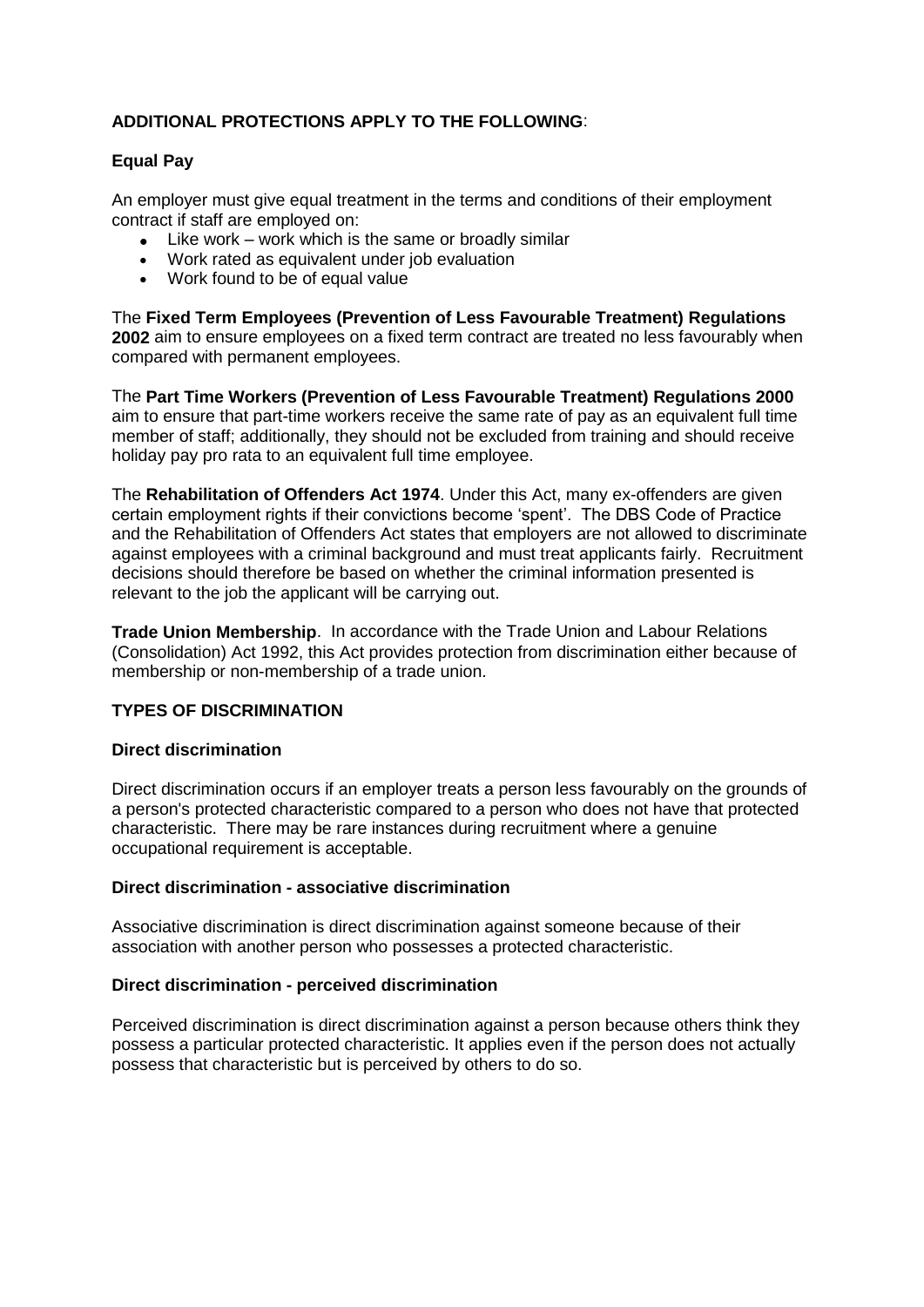**ADDITIONAL PROTECTIONS APPLY TO THE FOLLOWING**:

**Equal Pay**

An employer must give equal treatment in the terms and conditions of their employment contract if staff are employed on:

- Like work – work which is the same or broadly similar
- Work rated as equivalent under job evaluation
- Work found to be of equal value

The **Fixed Term Employees (Prevention of Less Favourable Treatment) Regulations 2002** aim to ensure employees on a fixed term contract are treated no less favourably when compared with permanent employees.

The **Part Time Workers (Prevention of Less Favourable Treatment) Regulations 2000** aim to ensure that part-time workers receive the same rate of pay as an equivalent full time member of staff; additionally, they should not be excluded from training and should receive holiday pay pro rata to an equivalent full time employee.

The **Rehabilitation of Offenders Act 1974**. Under this Act, many ex-offenders are given certain employment rights if their convictions become 'spent'. The DBS Code of Practice and the Rehabilitation of Offenders Act states that employers are not allowed to discriminate against employees with a criminal background and must treat applicants fairly. Recruitment decisions should therefore be based on whether the criminal information presented is relevant to the job the applicant will be carrying out.

**Trade Union Membership**. In accordance with the Trade Union and Labour Relations (Consolidation) Act 1992, this Act provides protection from discrimination either because of membership or non-membership of a trade union.

**TYPES OF DISCRIMINATION**

**Direct discrimination**

Direct discrimination occurs if an employer treats a person less favourably on the grounds of a person's protected characteristic compared to a person who does not have that protected characteristic. There may be rare instances during recruitment where a genuine occupational requirement is acceptable.

**Direct discrimination - associative discrimination**

Associative discrimination is direct discrimination against someone because of their association with another person who possesses a protected characteristic.

**Direct discrimination - perceived discrimination**

Perceived discrimination is direct discrimination against a person because others think they possess a particular protected characteristic. It applies even if the person does not actually possess that characteristic but is perceived by others to do so.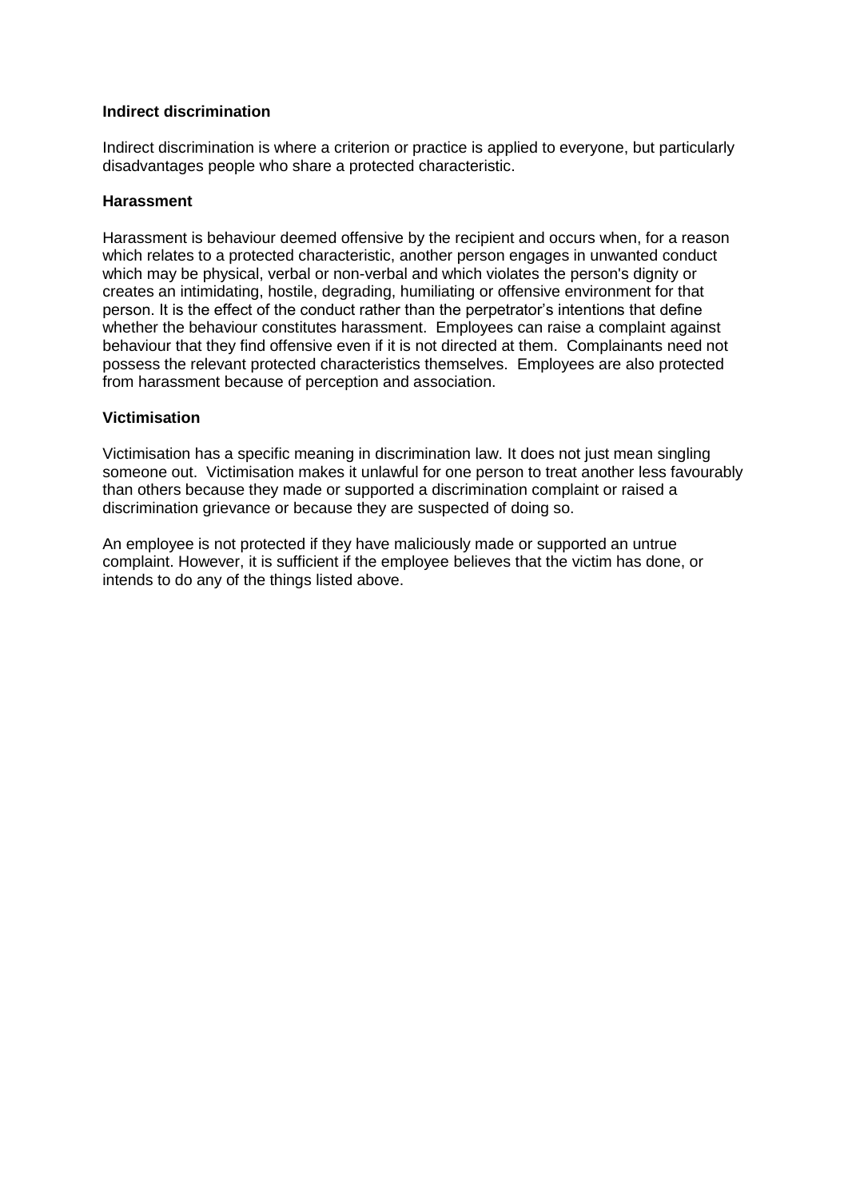**Indirect discrimination**

Indirect discrimination is where a criterion or practice is applied to everyone, but particularly disadvantages people who share a protected characteristic.

**Harassment**

Harassment is behaviour deemed offensive by the recipient and occurs when, for a reason which relates to a protected characteristic, another person engages in unwanted conduct which may be physical, verbal or non-verbal and which violates the person's dignity or creates an intimidating, hostile, degrading, humiliating or offensive environment for that person. It is the effect of the conduct rather than the perpetrator's intentions that define whether the behaviour constitutes harassment. Employees can raise a complaint against behaviour that they find offensive even if it is not directed at them. Complainants need not possess the relevant protected characteristics themselves. Employees are also protected from harassment because of perception and association.

**Victimisation**

Victimisation has a specific meaning in discrimination law. It does not just mean singling someone out. Victimisation makes it unlawful for one person to treat another less favourably than others because they made or supported a discrimination complaint or raised a discrimination grievance or because they are suspected of doing so.

An employee is not protected if they have maliciously made or supported an untrue complaint. However, it is sufficient if the employee believes that the victim has done, or intends to do any of the things listed above.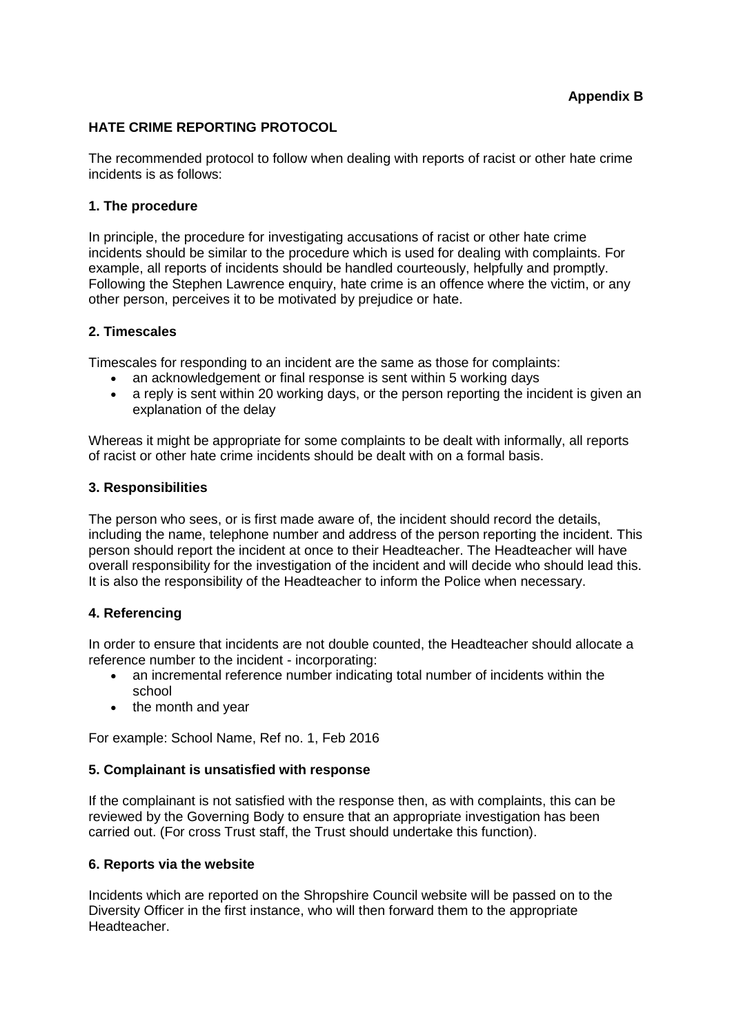**Appendix B**

## HATE CRIME REPORTING PROTOCOL

The recommended protocol to follow when dealing with reports of racist or other hate crime incidents is as follows:

### 1. The procedure

In principle, the procedure for investigating accusations of racist or other hate crime incidents should be similar to the procedure which is used for dealing with complaints. For example, all reports of incidents should be handled courteously, helpfully and promptly. Following the Stephen Lawrence enquiry, hate crime is an offence where the victim, or any other person, perceives it to be motivated by prejudice or hate.

### 2. Timescales

Timescales for responding to an incident are the same as those for complaints:

- an acknowledgement or final response is sent within 5 working days
- a reply is sent within 20 working days, or the person reporting the incident is given an explanation of the delay

Whereas it might be appropriate for some complaints to be dealt with informally, all reports of racist or other hate crime incidents should be dealt with on a formal basis.

### 3. Responsibilities

The person who sees, or is first made aware of, the incident should record the details, including the name, telephone number and address of the person reporting the incident. This person should report the incident at once to their Headteacher. The Headteacher will have overall responsibility for the investigation of the incident and will decide who should lead this. It is also the responsibility of the Headteacher to inform the Police when necessary.

### 4. Referencing

In order to ensure that incidents are not double counted, the Headteacher should allocate a reference number to the incident - incorporating:

- an incremental reference number indicating total number of incidents within the school
- the month and year

For example: School Name, Ref no. 1, Feb 2016

### 5. Complainant is unsatisfied with response

If the complainant is not satisfied with the response then, as with complaints, this can be reviewed by the Governing Body to ensure that an appropriate investigation has been carried out. (For cross Trust staff, the Trust should undertake this function).

### 6. Reports via the website

Incidents which are reported on the Shropshire Council website will be passed on to the Diversity Officer in the first instance, who will then forward them to the appropriate Headteacher.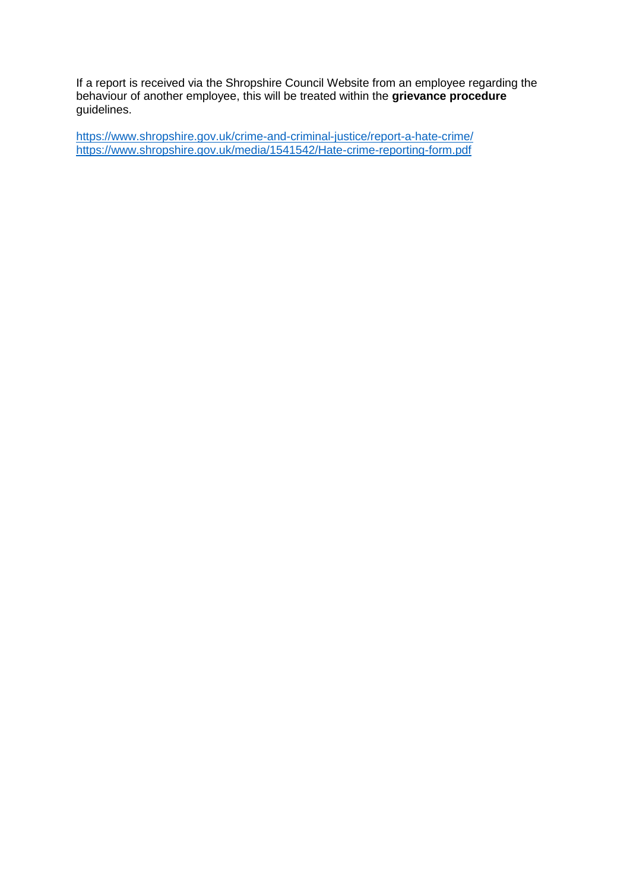If a report is received via the Shropshire Council Website from an employee regarding the behaviour of another employee, this will be treated within the **grievance procedure** guidelines.

https://www.shropshire.gov.uk/crime-and-criminal-justice/report-a-hate-crime/
https://www.shropshire.gov.uk/media/1541542/Hate-crime-reporting-form.pdf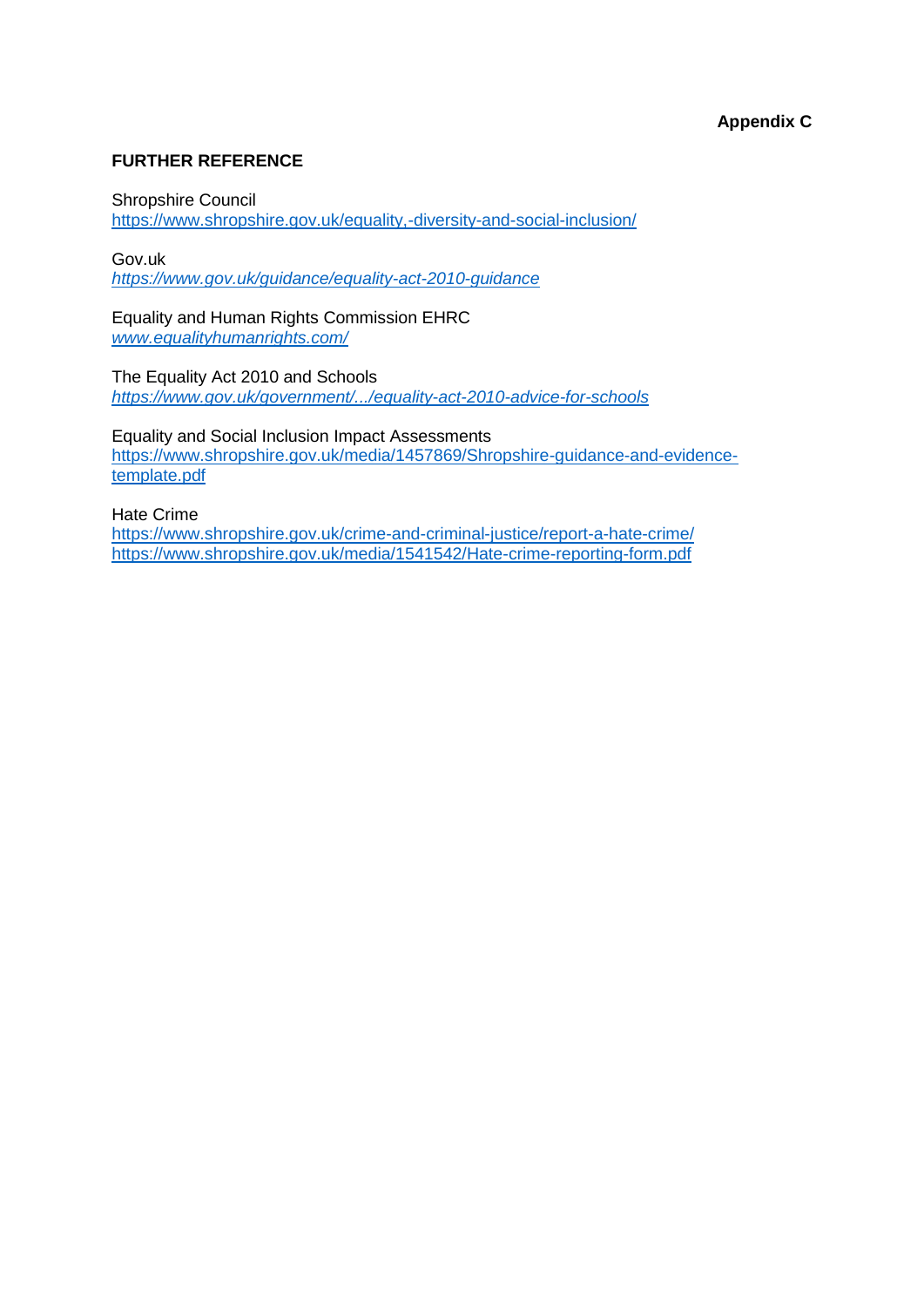**Appendix C**

## FURTHER REFERENCE

Shropshire Council
https://www.shropshire.gov.uk/equality,-diversity-and-social-inclusion/

Gov.uk
*https://www.gov.uk/guidance/equality-act-2010-guidance*

Equality and Human Rights Commission EHRC
*www.equalityhumanrights.com/*

The Equality Act 2010 and Schools
*https://www.gov.uk/government/.../equality-act-2010-advice-for-schools*

Equality and Social Inclusion Impact Assessments
https://www.shropshire.gov.uk/media/1457869/Shropshire-guidance-and-evidence-template.pdf

Hate Crime
https://www.shropshire.gov.uk/crime-and-criminal-justice/report-a-hate-crime/
https://www.shropshire.gov.uk/media/1541542/Hate-crime-reporting-form.pdf